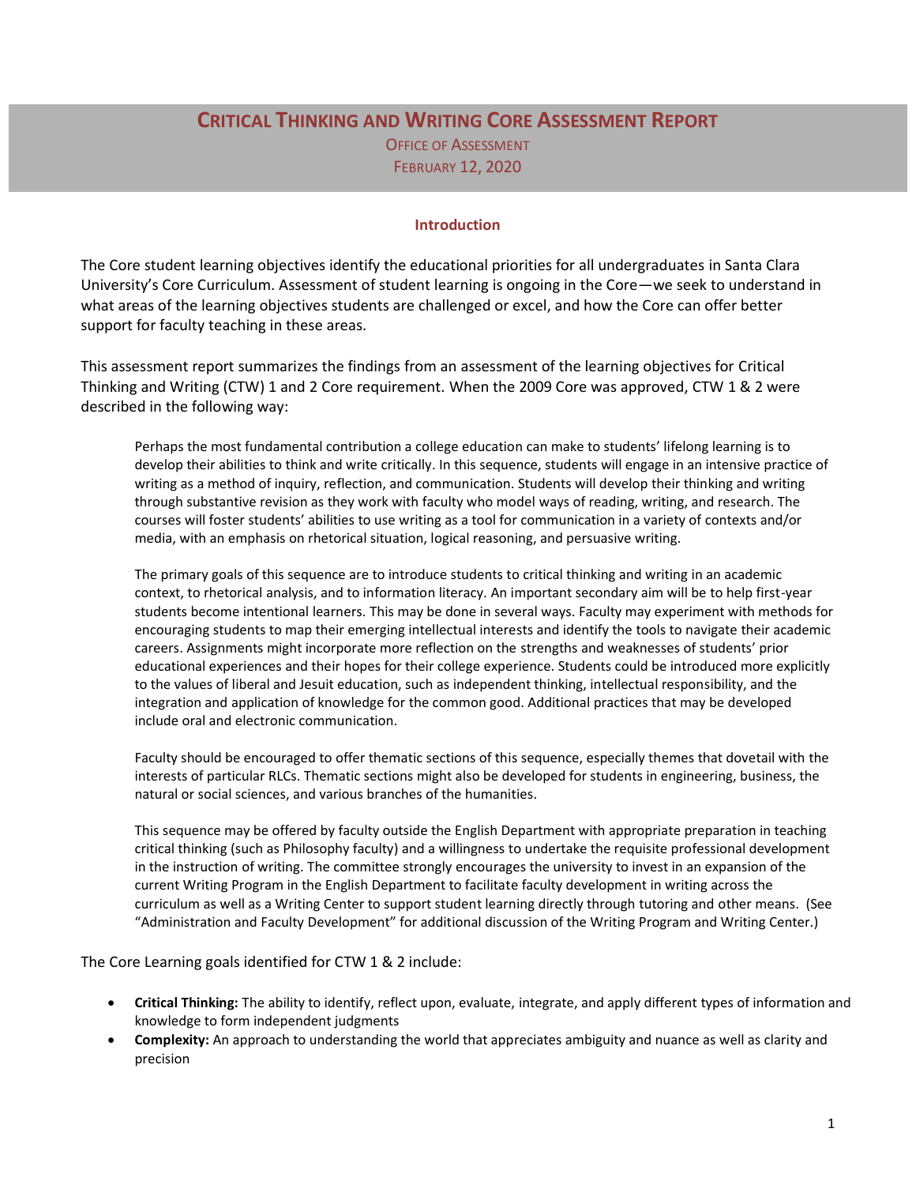# Critical Thinking and Writing Core Assessment Report

Office of Assessment

February 12, 2020

## Introduction

The Core student learning objectives identify the educational priorities for all undergraduates in Santa Clara University's Core Curriculum. Assessment of student learning is ongoing in the Core—we seek to understand in what areas of the learning objectives students are challenged or excel, and how the Core can offer better support for faculty teaching in these areas.

This assessment report summarizes the findings from an assessment of the learning objectives for Critical Thinking and Writing (CTW) 1 and 2 Core requirement. When the 2009 Core was approved, CTW 1 & 2 were described in the following way:

> Perhaps the most fundamental contribution a college education can make to students' lifelong learning is to develop their abilities to think and write critically. In this sequence, students will engage in an intensive practice of writing as a method of inquiry, reflection, and communication. Students will develop their thinking and writing through substantive revision as they work with faculty who model ways of reading, writing, and research. The courses will foster students' abilities to use writing as a tool for communication in a variety of contexts and/or media, with an emphasis on rhetorical situation, logical reasoning, and persuasive writing.
>
> The primary goals of this sequence are to introduce students to critical thinking and writing in an academic context, to rhetorical analysis, and to information literacy. An important secondary aim will be to help first-year students become intentional learners. This may be done in several ways. Faculty may experiment with methods for encouraging students to map their emerging intellectual interests and identify the tools to navigate their academic careers. Assignments might incorporate more reflection on the strengths and weaknesses of students' prior educational experiences and their hopes for their college experience. Students could be introduced more explicitly to the values of liberal and Jesuit education, such as independent thinking, intellectual responsibility, and the integration and application of knowledge for the common good. Additional practices that may be developed include oral and electronic communication.
>
> Faculty should be encouraged to offer thematic sections of this sequence, especially themes that dovetail with the interests of particular RLCs. Thematic sections might also be developed for students in engineering, business, the natural or social sciences, and various branches of the humanities.
>
> This sequence may be offered by faculty outside the English Department with appropriate preparation in teaching critical thinking (such as Philosophy faculty) and a willingness to undertake the requisite professional development in the instruction of writing. The committee strongly encourages the university to invest in an expansion of the current Writing Program in the English Department to facilitate faculty development in writing across the curriculum as well as a Writing Center to support student learning directly through tutoring and other means. (See "Administration and Faculty Development" for additional discussion of the Writing Program and Writing Center.)

The Core Learning goals identified for CTW 1 & 2 include:

- **Critical Thinking:** The ability to identify, reflect upon, evaluate, integrate, and apply different types of information and knowledge to form independent judgments
- **Complexity:** An approach to understanding the world that appreciates ambiguity and nuance as well as clarity and precision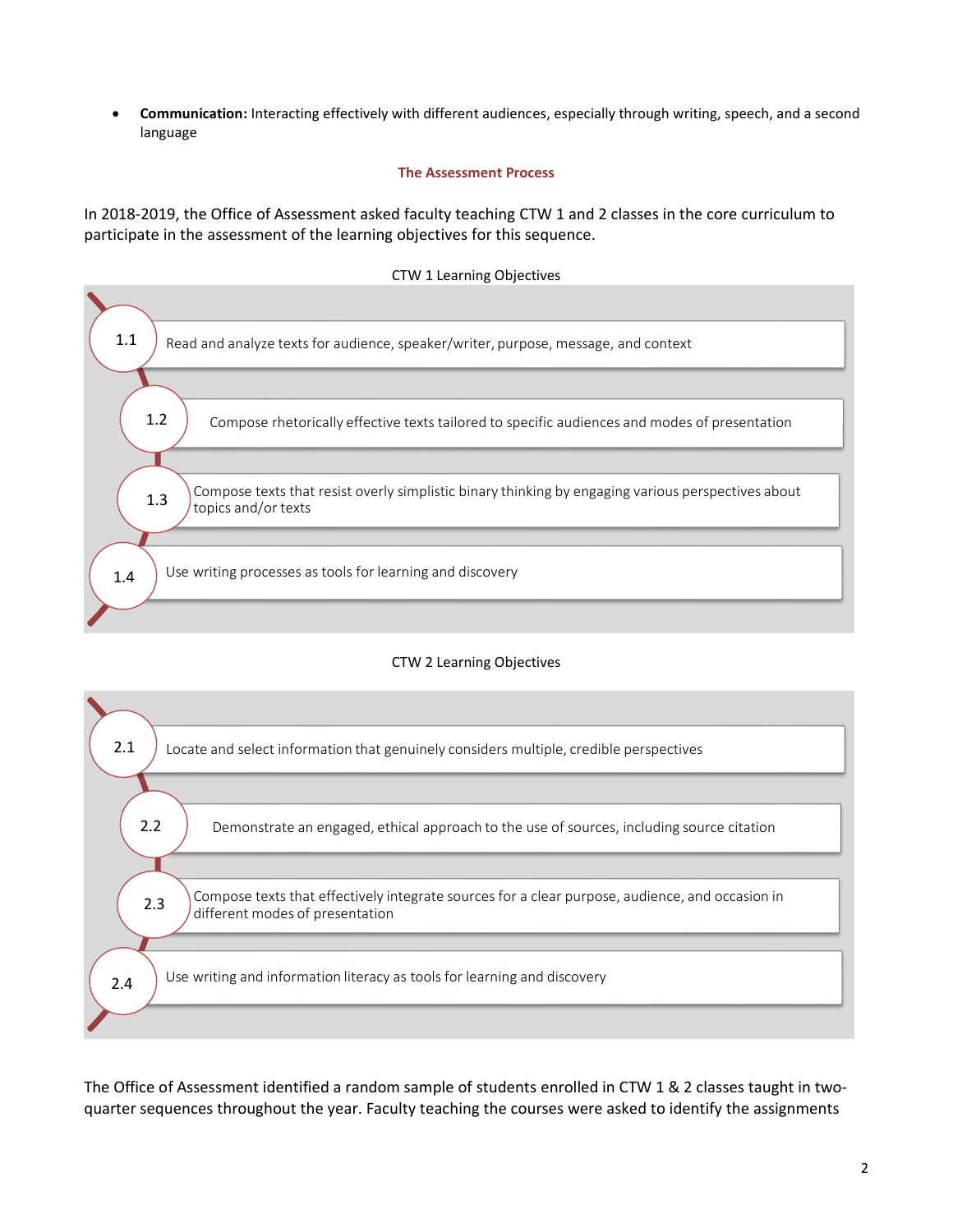- **Communication:** Interacting effectively with different audiences, especially through writing, speech, and a second language

**The Assessment Process**

In 2018-2019, the Office of Assessment asked faculty teaching CTW 1 and 2 classes in the core curriculum to participate in the assessment of the learning objectives for this sequence.

CTW 1 Learning Objectives

- 1.1 Read and analyze texts for audience, speaker/writer, purpose, message, and context
- 1.2 Compose rhetorically effective texts tailored to specific audiences and modes of presentation
- 1.3 Compose texts that resist overly simplistic binary thinking by engaging various perspectives about topics and/or texts
- 1.4 Use writing processes as tools for learning and discovery

CTW 2 Learning Objectives

- 2.1 Locate and select information that genuinely considers multiple, credible perspectives
- 2.2 Demonstrate an engaged, ethical approach to the use of sources, including source citation
- 2.3 Compose texts that effectively integrate sources for a clear purpose, audience, and occasion in different modes of presentation
- 2.4 Use writing and information literacy as tools for learning and discovery

The Office of Assessment identified a random sample of students enrolled in CTW 1 & 2 classes taught in two-quarter sequences throughout the year. Faculty teaching the courses were asked to identify the assignments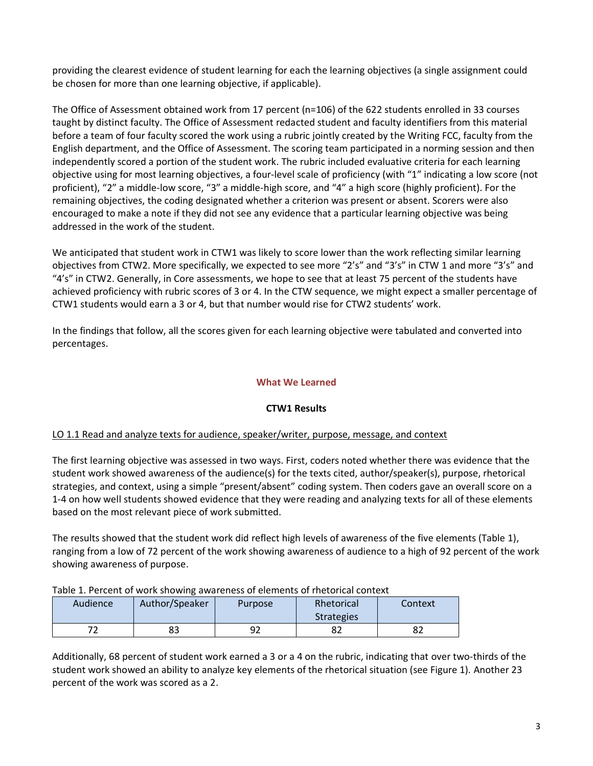providing the clearest evidence of student learning for each the learning objectives (a single assignment could be chosen for more than one learning objective, if applicable).

The Office of Assessment obtained work from 17 percent (n=106) of the 622 students enrolled in 33 courses taught by distinct faculty. The Office of Assessment redacted student and faculty identifiers from this material before a team of four faculty scored the work using a rubric jointly created by the Writing FCC, faculty from the English department, and the Office of Assessment. The scoring team participated in a norming session and then independently scored a portion of the student work. The rubric included evaluative criteria for each learning objective using for most learning objectives, a four-level scale of proficiency (with "1" indicating a low score (not proficient), "2" a middle-low score, "3" a middle-high score, and "4" a high score (highly proficient). For the remaining objectives, the coding designated whether a criterion was present or absent. Scorers were also encouraged to make a note if they did not see any evidence that a particular learning objective was being addressed in the work of the student.

We anticipated that student work in CTW1 was likely to score lower than the work reflecting similar learning objectives from CTW2. More specifically, we expected to see more "2's" and "3's" in CTW 1 and more "3's" and "4's" in CTW2. Generally, in Core assessments, we hope to see that at least 75 percent of the students have achieved proficiency with rubric scores of 3 or 4. In the CTW sequence, we might expect a smaller percentage of CTW1 students would earn a 3 or 4, but that number would rise for CTW2 students' work.

In the findings that follow, all the scores given for each learning objective were tabulated and converted into percentages.

## What We Learned

### CTW1 Results

LO 1.1 Read and analyze texts for audience, speaker/writer, purpose, message, and context

The first learning objective was assessed in two ways. First, coders noted whether there was evidence that the student work showed awareness of the audience(s) for the texts cited, author/speaker(s), purpose, rhetorical strategies, and context, using a simple "present/absent" coding system. Then coders gave an overall score on a 1-4 on how well students showed evidence that they were reading and analyzing texts for all of these elements based on the most relevant piece of work submitted.

The results showed that the student work did reflect high levels of awareness of the five elements (Table 1), ranging from a low of 72 percent of the work showing awareness of audience to a high of 92 percent of the work showing awareness of purpose.

Table 1. Percent of work showing awareness of elements of rhetorical context

| Audience | Author/Speaker | Purpose | Rhetorical Strategies | Context |
|---|---|---|---|---|
| 72 | 83 | 92 | 82 | 82 |

Additionally, 68 percent of student work earned a 3 or a 4 on the rubric, indicating that over two-thirds of the student work showed an ability to analyze key elements of the rhetorical situation (see Figure 1). Another 23 percent of the work was scored as a 2.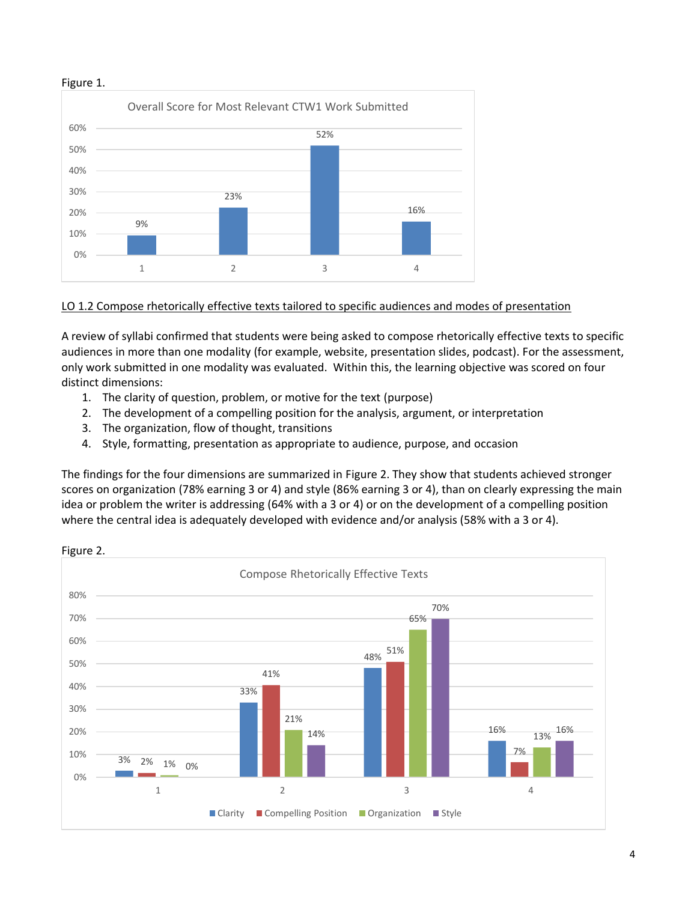Figure 1.

Overall Score for Most Relevant CTW1 Work Submitted

60%
50%
40%
30%
20%
10%
0%

9%
23%
52%
16%

1
2
3
4

LO 1.2 Compose rhetorically effective texts tailored to specific audiences and modes of presentation

A review of syllabi confirmed that students were being asked to compose rhetorically effective texts to specific audiences in more than one modality (for example, website, presentation slides, podcast). For the assessment, only work submitted in one modality was evaluated. Within this, the learning objective was scored on four distinct dimensions:

1. The clarity of question, problem, or motive for the text (purpose)
2. The development of a compelling position for the analysis, argument, or interpretation
3. The organization, flow of thought, transitions
4. Style, formatting, presentation as appropriate to audience, purpose, and occasion

The findings for the four dimensions are summarized in Figure 2. They show that students achieved stronger scores on organization (78% earning 3 or 4) and style (86% earning 3 or 4), than on clearly expressing the main idea or problem the writer is addressing (64% with a 3 or 4) or on the development of a compelling position where the central idea is adequately developed with evidence and/or analysis (58% with a 3 or 4).

Figure 2.

Compose Rhetorically Effective Texts

80%
70%
60%
50%
40%
30%
20%
10%
0%

3%
2%
1%
0%
33%
41%
21%
14%
48%
51%
65%
70%
16%
7%
13%
16%

1
2
3
4

Clarity
Compelling Position
Organization
Style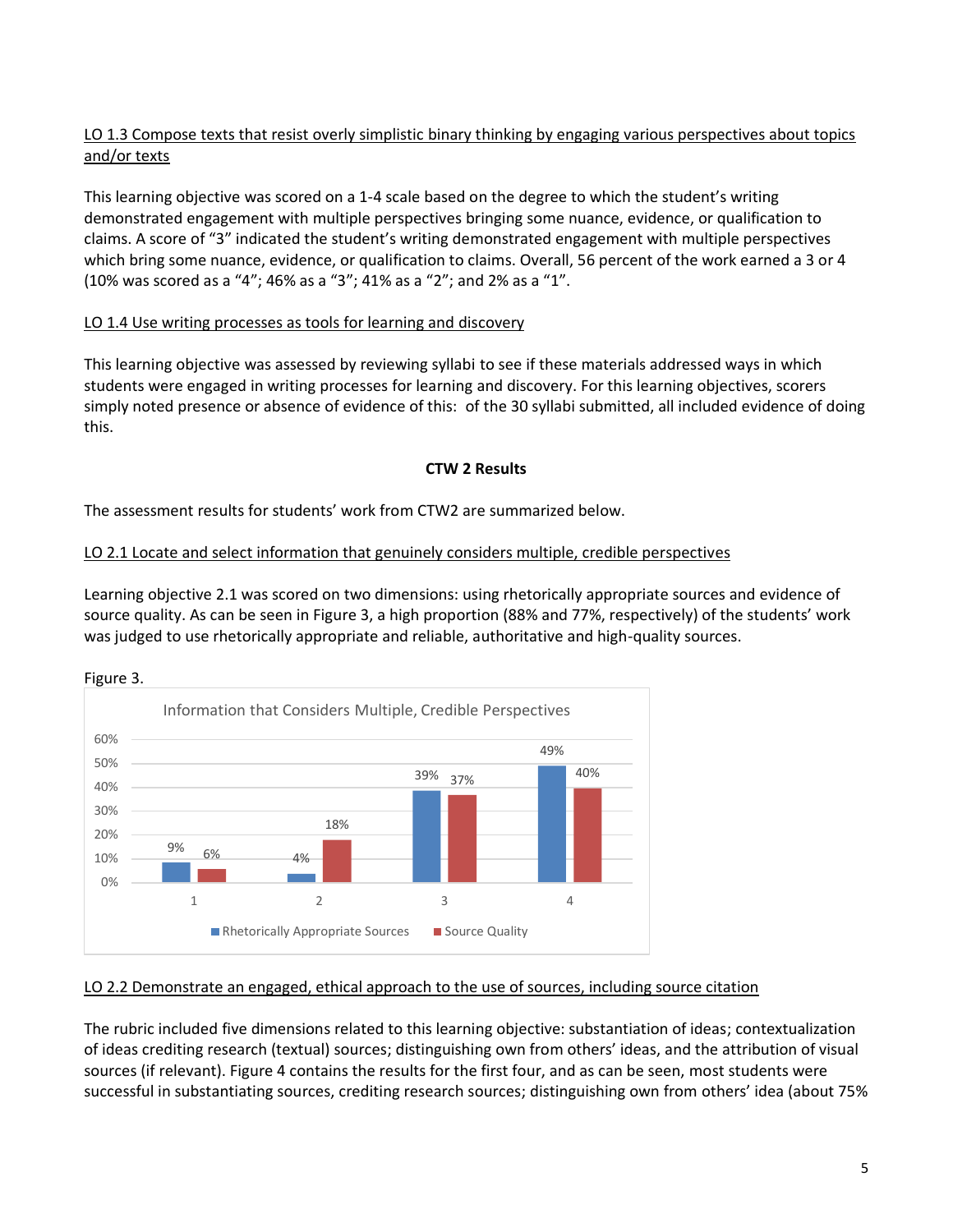LO 1.3 Compose texts that resist overly simplistic binary thinking by engaging various perspectives about topics and/or texts

This learning objective was scored on a 1-4 scale based on the degree to which the student's writing demonstrated engagement with multiple perspectives bringing some nuance, evidence, or qualification to claims. A score of "3" indicated the student's writing demonstrated engagement with multiple perspectives which bring some nuance, evidence, or qualification to claims. Overall, 56 percent of the work earned a 3 or 4 (10% was scored as a "4"; 46% as a "3"; 41% as a "2"; and 2% as a "1".

LO 1.4 Use writing processes as tools for learning and discovery

This learning objective was assessed by reviewing syllabi to see if these materials addressed ways in which students were engaged in writing processes for learning and discovery. For this learning objectives, scorers simply noted presence or absence of evidence of this: of the 30 syllabi submitted, all included evidence of doing this.

### CTW 2 Results

The assessment results for students' work from CTW2 are summarized below.

LO 2.1 Locate and select information that genuinely considers multiple, credible perspectives

Learning objective 2.1 was scored on two dimensions: using rhetorically appropriate sources and evidence of source quality. As can be seen in Figure 3, a high proportion (88% and 77%, respectively) of the students' work was judged to use rhetorically appropriate and reliable, authoritative and high-quality sources.

Figure 3.

Information that Considers Multiple, Credible Perspectives

60%
50%
40%
30%
20%
10%
0%

9%
6%
4%
18%
39%
37%
49%
40%

1
2
3
4

Rhetorically Appropriate Sources
Source Quality

LO 2.2 Demonstrate an engaged, ethical approach to the use of sources, including source citation

The rubric included five dimensions related to this learning objective: substantiation of ideas; contextualization of ideas crediting research (textual) sources; distinguishing own from others' ideas, and the attribution of visual sources (if relevant). Figure 4 contains the results for the first four, and as can be seen, most students were successful in substantiating sources, crediting research sources; distinguishing own from others' idea (about 75%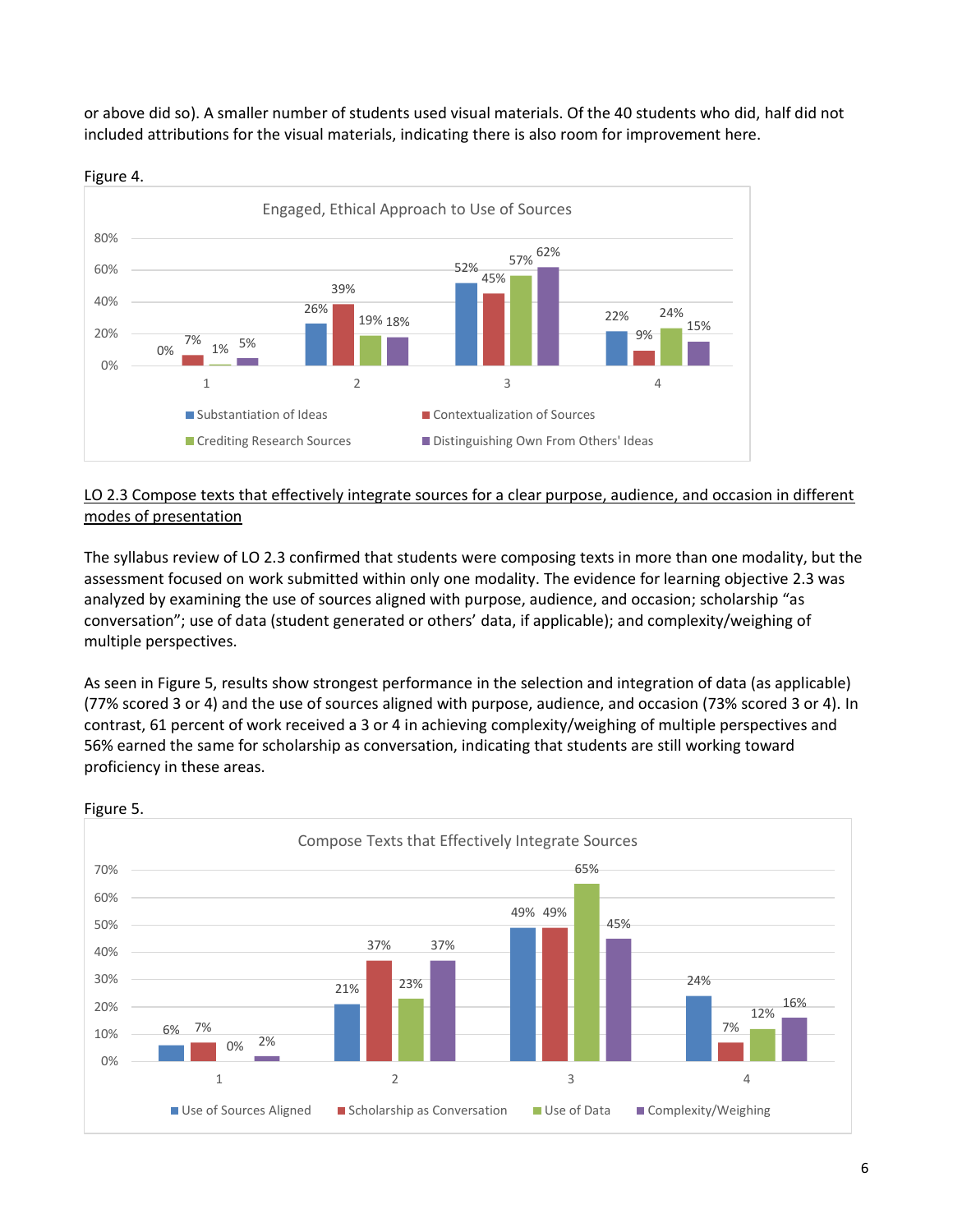or above did so). A smaller number of students used visual materials. Of the 40 students who did, half did not included attributions for the visual materials, indicating there is also room for improvement here.

Figure 4.

Engaged, Ethical Approach to Use of Sources

80%
60%
40%
20%
0%

1: 0% 7% 1% 5%
2: 26% 39% 19% 18%
3: 52% 45% 57% 62%
4: 22% 9% 24% 15%

Substantiation of Ideas
Contextualization of Sources
Crediting Research Sources
Distinguishing Own From Others' Ideas

<u>LO 2.3 Compose texts that effectively integrate sources for a clear purpose, audience, and occasion in different modes of presentation</u>

The syllabus review of LO 2.3 confirmed that students were composing texts in more than one modality, but the assessment focused on work submitted within only one modality. The evidence for learning objective 2.3 was analyzed by examining the use of sources aligned with purpose, audience, and occasion; scholarship "as conversation"; use of data (student generated or others' data, if applicable); and complexity/weighing of multiple perspectives.

As seen in Figure 5, results show strongest performance in the selection and integration of data (as applicable) (77% scored 3 or 4) and the use of sources aligned with purpose, audience, and occasion (73% scored 3 or 4). In contrast, 61 percent of work received a 3 or 4 in achieving complexity/weighing of multiple perspectives and 56% earned the same for scholarship as conversation, indicating that students are still working toward proficiency in these areas.

Figure 5.

Compose Texts that Effectively Integrate Sources

70%
60%
50%
40%
30%
20%
10%
0%

1: 6% 7% 0% 2%
2: 21% 37% 23% 37%
3: 49% 49% 65% 45%
4: 24% 7% 12% 16%

Use of Sources Aligned
Scholarship as Conversation
Use of Data
Complexity/Weighing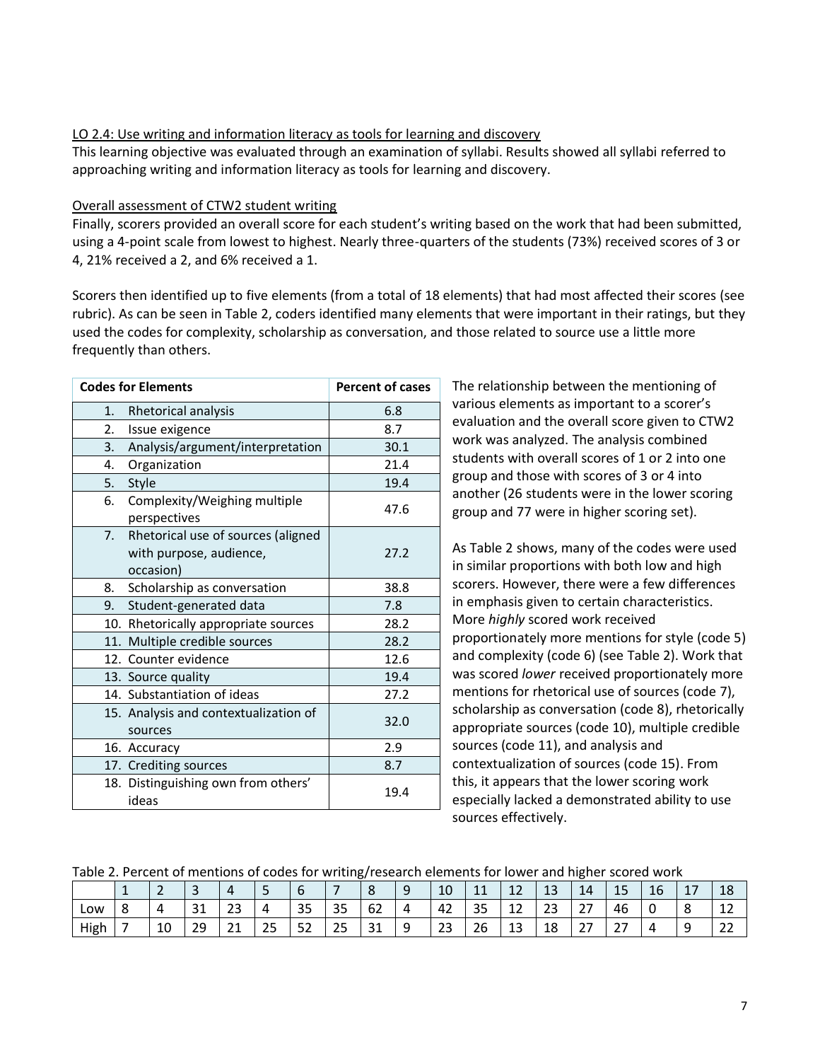LO 2.4: Use writing and information literacy as tools for learning and discovery

This learning objective was evaluated through an examination of syllabi. Results showed all syllabi referred to approaching writing and information literacy as tools for learning and discovery.

Overall assessment of CTW2 student writing

Finally, scorers provided an overall score for each student's writing based on the work that had been submitted, using a 4-point scale from lowest to highest. Nearly three-quarters of the students (73%) received scores of 3 or 4, 21% received a 2, and 6% received a 1.

Scorers then identified up to five elements (from a total of 18 elements) that had most affected their scores (see rubric). As can be seen in Table 2, coders identified many elements that were important in their ratings, but they used the codes for complexity, scholarship as conversation, and those related to source use a little more frequently than others.

| Codes for Elements | Percent of cases |
|---|---|
| 1. Rhetorical analysis | 6.8 |
| 2. Issue exigence | 8.7 |
| 3. Analysis/argument/interpretation | 30.1 |
| 4. Organization | 21.4 |
| 5. Style | 19.4 |
| 6. Complexity/Weighing multiple perspectives | 47.6 |
| 7. Rhetorical use of sources (aligned with purpose, audience, occasion) | 27.2 |
| 8. Scholarship as conversation | 38.8 |
| 9. Student-generated data | 7.8 |
| 10. Rhetorically appropriate sources | 28.2 |
| 11. Multiple credible sources | 28.2 |
| 12. Counter evidence | 12.6 |
| 13. Source quality | 19.4 |
| 14. Substantiation of ideas | 27.2 |
| 15. Analysis and contextualization of sources | 32.0 |
| 16. Accuracy | 2.9 |
| 17. Crediting sources | 8.7 |
| 18. Distinguishing own from others' ideas | 19.4 |

The relationship between the mentioning of various elements as important to a scorer's evaluation and the overall score given to CTW2 work was analyzed. The analysis combined students with overall scores of 1 or 2 into one group and those with scores of 3 or 4 into another (26 students were in the lower scoring group and 77 were in higher scoring set).

As Table 2 shows, many of the codes were used in similar proportions with both low and high scorers. However, there were a few differences in emphasis given to certain characteristics. More *highly* scored work received proportionately more mentions for style (code 5) and complexity (code 6) (see Table 2). Work that was scored *lower* received proportionately more mentions for rhetorical use of sources (code 7), scholarship as conversation (code 8), rhetorically appropriate sources (code 10), multiple credible sources (code 11), and analysis and contextualization of sources (code 15). From this, it appears that the lower scoring work especially lacked a demonstrated ability to use sources effectively.

Table 2. Percent of mentions of codes for writing/research elements for lower and higher scored work

| | 1 | 2 | 3 | 4 | 5 | 6 | 7 | 8 | 9 | 10 | 11 | 12 | 13 | 14 | 15 | 16 | 17 | 18 |
|---|---|---|---|---|---|---|---|---|---|---|---|---|---|---|---|---|---|---|
| Low | 8 | 4 | 31 | 23 | 4 | 35 | 35 | 62 | 4 | 42 | 35 | 12 | 23 | 27 | 46 | 0 | 8 | 12 |
| High | 7 | 10 | 29 | 21 | 25 | 52 | 25 | 31 | 9 | 23 | 26 | 13 | 18 | 27 | 27 | 4 | 9 | 22 |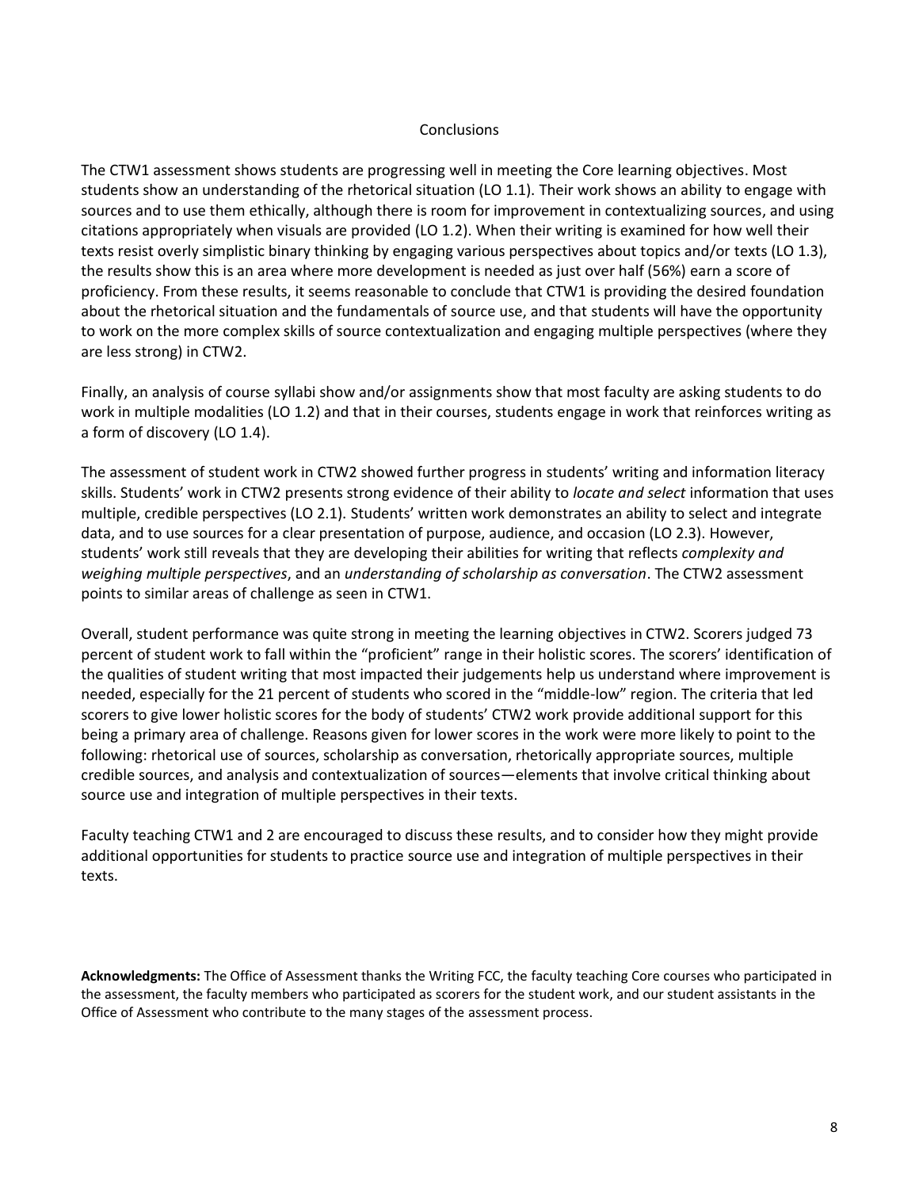## Conclusions

The CTW1 assessment shows students are progressing well in meeting the Core learning objectives. Most students show an understanding of the rhetorical situation (LO 1.1). Their work shows an ability to engage with sources and to use them ethically, although there is room for improvement in contextualizing sources, and using citations appropriately when visuals are provided (LO 1.2). When their writing is examined for how well their texts resist overly simplistic binary thinking by engaging various perspectives about topics and/or texts (LO 1.3), the results show this is an area where more development is needed as just over half (56%) earn a score of proficiency. From these results, it seems reasonable to conclude that CTW1 is providing the desired foundation about the rhetorical situation and the fundamentals of source use, and that students will have the opportunity to work on the more complex skills of source contextualization and engaging multiple perspectives (where they are less strong) in CTW2.

Finally, an analysis of course syllabi show and/or assignments show that most faculty are asking students to do work in multiple modalities (LO 1.2) and that in their courses, students engage in work that reinforces writing as a form of discovery (LO 1.4).

The assessment of student work in CTW2 showed further progress in students' writing and information literacy skills. Students' work in CTW2 presents strong evidence of their ability to *locate and select* information that uses multiple, credible perspectives (LO 2.1). Students' written work demonstrates an ability to select and integrate data, and to use sources for a clear presentation of purpose, audience, and occasion (LO 2.3). However, students' work still reveals that they are developing their abilities for writing that reflects *complexity and weighing multiple perspectives*, and an *understanding of scholarship as conversation*. The CTW2 assessment points to similar areas of challenge as seen in CTW1.

Overall, student performance was quite strong in meeting the learning objectives in CTW2. Scorers judged 73 percent of student work to fall within the "proficient" range in their holistic scores. The scorers' identification of the qualities of student writing that most impacted their judgements help us understand where improvement is needed, especially for the 21 percent of students who scored in the "middle-low" region. The criteria that led scorers to give lower holistic scores for the body of students' CTW2 work provide additional support for this being a primary area of challenge. Reasons given for lower scores in the work were more likely to point to the following: rhetorical use of sources, scholarship as conversation, rhetorically appropriate sources, multiple credible sources, and analysis and contextualization of sources—elements that involve critical thinking about source use and integration of multiple perspectives in their texts.

Faculty teaching CTW1 and 2 are encouraged to discuss these results, and to consider how they might provide additional opportunities for students to practice source use and integration of multiple perspectives in their texts.

**Acknowledgments:** The Office of Assessment thanks the Writing FCC, the faculty teaching Core courses who participated in the assessment, the faculty members who participated as scorers for the student work, and our student assistants in the Office of Assessment who contribute to the many stages of the assessment process.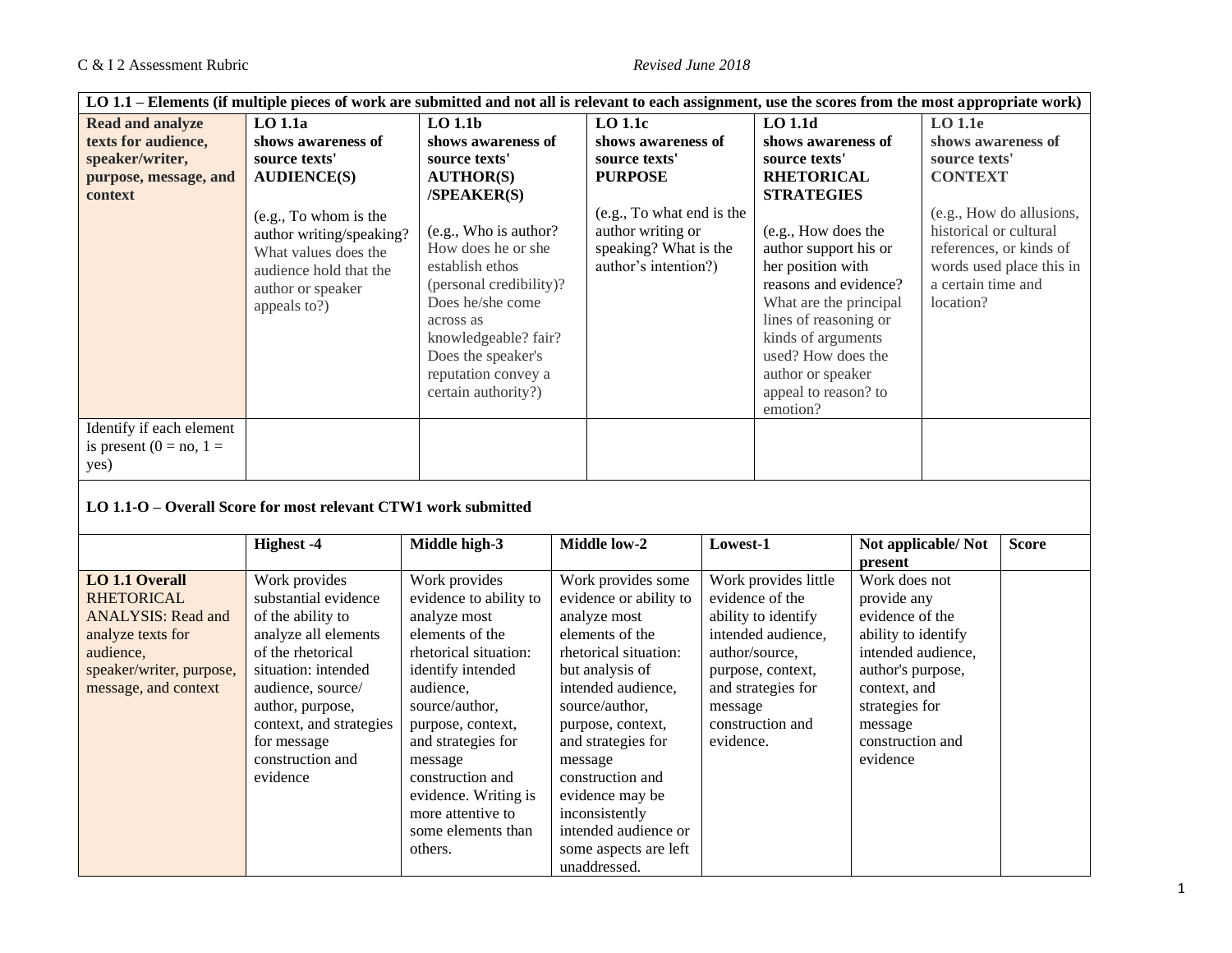| LO 1.1 – Elements (if multiple pieces of work are submitted and not all is relevant to each assignment, use the scores from the most appropriate work) | | | | | |
|---|---|---|---|---|---|
| **Read and analyze texts for audience, speaker/writer, purpose, message, and context** | **LO 1.1a shows awareness of source texts' AUDIENCE(S)**<br><br>(e.g., To whom is the author writing/speaking? What values does the audience hold that the author or speaker appeals to?) | **LO 1.1b shows awareness of source texts' AUTHOR(S) /SPEAKER(S)**<br><br>(e.g., Who is author? How does he or she establish ethos (personal credibility)? Does he/she come across as knowledgeable? fair? Does the speaker's reputation convey a certain authority?) | **LO 1.1c shows awareness of source texts' PURPOSE**<br><br>(e.g., To what end is the author writing or speaking? What is the author's intention?) | **LO 1.1d shows awareness of source texts' RHETORICAL STRATEGIES**<br><br>(e.g., How does the author support his or her position with reasons and evidence? What are the principal lines of reasoning or kinds of arguments used? How does the author or speaker appeal to reason? to emotion? | **LO 1.1e shows awareness of source texts' CONTEXT**<br><br>(e.g., How do allusions, historical or cultural references, or kinds of words used place this in a certain time and location? |
| Identify if each element is present (0 = no, 1 = yes) | | | | | |

**LO 1.1-O – Overall Score for most relevant CTW1 work submitted**

| | **Highest -4** | **Middle high-3** | **Middle low-2** | **Lowest-1** | **Not applicable/ Not present** | **Score** |
|---|---|---|---|---|---|---|
| **LO 1.1 Overall** RHETORICAL ANALYSIS: Read and analyze texts for audience, speaker/writer, purpose, message, and context | Work provides substantial evidence of the ability to analyze all elements of the rhetorical situation: intended audience, source/ author, purpose, context, and strategies for message construction and evidence | Work provides evidence to ability to analyze most elements of the rhetorical situation: identify intended audience, source/author, purpose, context, and strategies for message construction and evidence. Writing is more attentive to some elements than others. | Work provides some evidence or ability to analyze most elements of the rhetorical situation: but analysis of intended audience, source/author, purpose, context, and strategies for message construction and evidence may be inconsistently intended audience or some aspects are left unaddressed. | Work provides little evidence of the ability to identify intended audience, author/source, purpose, context, and strategies for message construction and evidence. | Work does not provide any evidence of the ability to identify intended audience, author's purpose, context, and strategies for message construction and evidence | |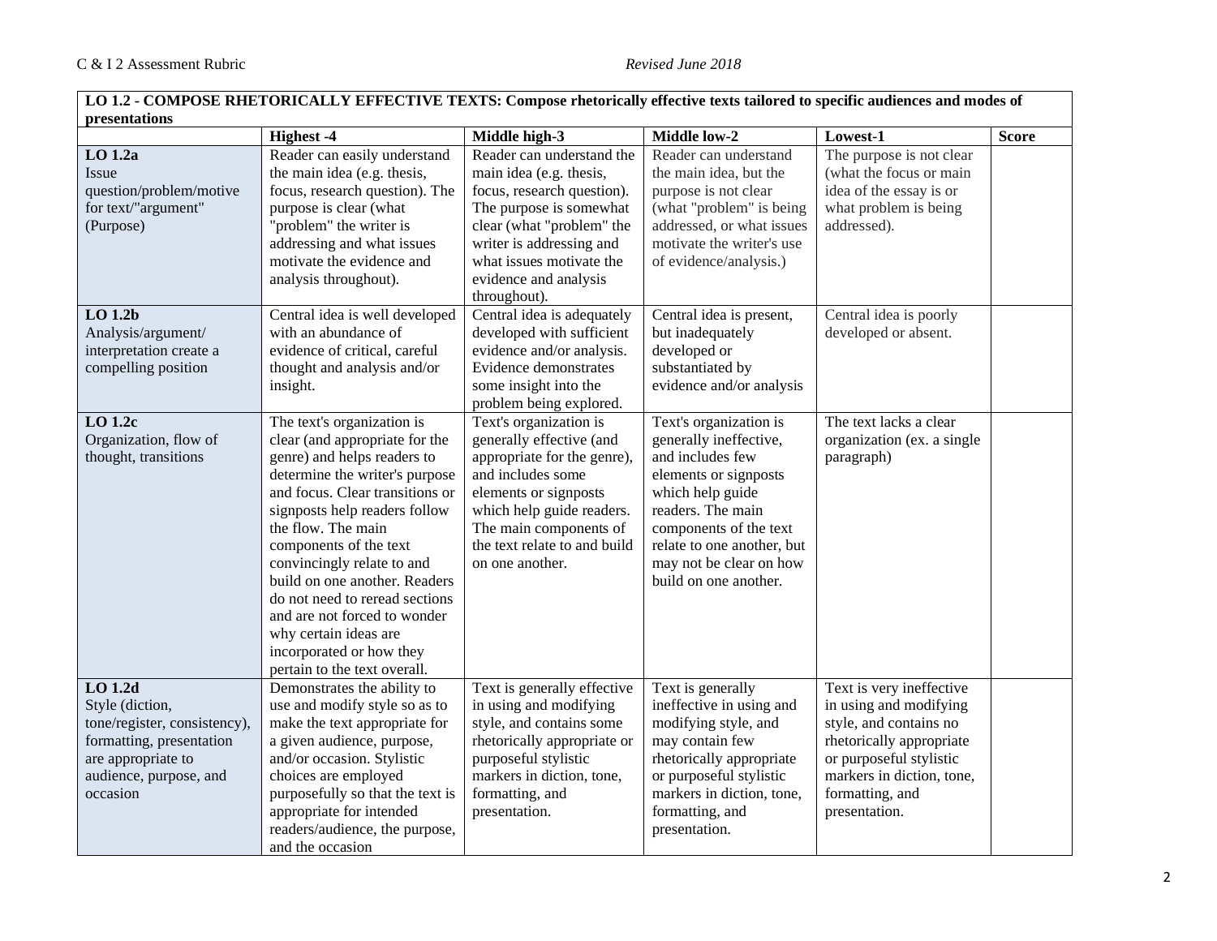| LO 1.2 - COMPOSE RHETORICALLY EFFECTIVE TEXTS: Compose rhetorically effective texts tailored to specific audiences and modes of presentations | | | | | |
|---|---|---|---|---|---|
| | **Highest -4** | **Middle high-3** | **Middle low-2** | **Lowest-1** | **Score** |
| **LO 1.2a** Issue question/problem/motive for text/"argument" (Purpose) | Reader can easily understand the main idea (e.g. thesis, focus, research question). The purpose is clear (what "problem" the writer is addressing and what issues motivate the evidence and analysis throughout). | Reader can understand the main idea (e.g. thesis, focus, research question). The purpose is somewhat clear (what "problem" the writer is addressing and what issues motivate the evidence and analysis throughout). | Reader can understand the main idea, but the purpose is not clear (what "problem" is being addressed, or what issues motivate the writer's use of evidence/analysis.) | The purpose is not clear (what the focus or main idea of the essay is or what problem is being addressed). | |
| **LO 1.2b** Analysis/argument/ interpretation create a compelling position | Central idea is well developed with an abundance of evidence of critical, careful thought and analysis and/or insight. | Central idea is adequately developed with sufficient evidence and/or analysis. Evidence demonstrates some insight into the problem being explored. | Central idea is present, but inadequately developed or substantiated by evidence and/or analysis | Central idea is poorly developed or absent. | |
| **LO 1.2c** Organization, flow of thought, transitions | The text's organization is clear (and appropriate for the genre) and helps readers to determine the writer's purpose and focus. Clear transitions or signposts help readers follow the flow. The main components of the text convincingly relate to and build on one another. Readers do not need to reread sections and are not forced to wonder why certain ideas are incorporated or how they pertain to the text overall. | Text's organization is generally effective (and appropriate for the genre), and includes some elements or signposts which help guide readers. The main components of the text relate to and build on one another. | Text's organization is generally ineffective, and includes few elements or signposts which help guide readers. The main components of the text relate to one another, but may not be clear on how build on one another. | The text lacks a clear organization (ex. a single paragraph) | |
| **LO 1.2d** Style (diction, tone/register, consistency), formatting, presentation are appropriate to audience, purpose, and occasion | Demonstrates the ability to use and modify style so as to make the text appropriate for a given audience, purpose, and/or occasion. Stylistic choices are employed purposefully so that the text is appropriate for intended readers/audience, the purpose, and the occasion | Text is generally effective in using and modifying style, and contains some rhetorically appropriate or purposeful stylistic markers in diction, tone, formatting, and presentation. | Text is generally ineffective in using and modifying style, and may contain few rhetorically appropriate or purposeful stylistic markers in diction, tone, formatting, and presentation. | Text is very ineffective in using and modifying style, and contains no rhetorically appropriate or purposeful stylistic markers in diction, tone, formatting, and presentation. | |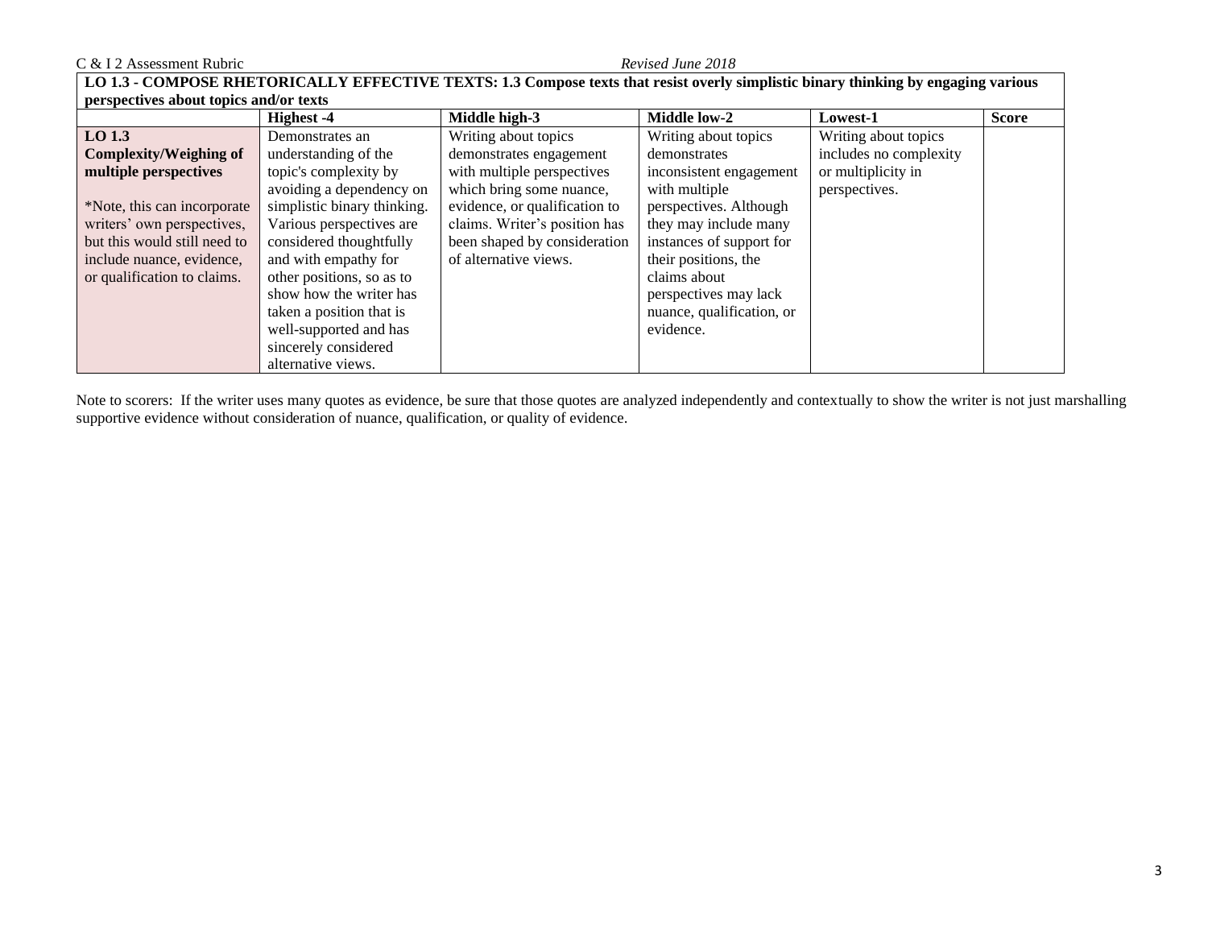| LO 1.3 - COMPOSE RHETORICALLY EFFECTIVE TEXTS: 1.3 Compose texts that resist overly simplistic binary thinking by engaging various perspectives about topics and/or texts | | | | | |
|---|---|---|---|---|---|
| | **Highest -4** | **Middle high-3** | **Middle low-2** | **Lowest-1** | **Score** |
| **LO 1.3 Complexity/Weighing of multiple perspectives**<br><br>*Note, this can incorporate writers' own perspectives, but this would still need to include nuance, evidence, or qualification to claims. | Demonstrates an understanding of the topic's complexity by avoiding a dependency on simplistic binary thinking. Various perspectives are considered thoughtfully and with empathy for other positions, so as to show how the writer has taken a position that is well-supported and has sincerely considered alternative views. | Writing about topics demonstrates engagement with multiple perspectives which bring some nuance, evidence, or qualification to claims. Writer's position has been shaped by consideration of alternative views. | Writing about topics demonstrates inconsistent engagement with multiple perspectives. Although they may include many instances of support for their positions, the claims about perspectives may lack nuance, qualification, or evidence. | Writing about topics includes no complexity or multiplicity in perspectives. | |

Note to scorers: If the writer uses many quotes as evidence, be sure that those quotes are analyzed independently and contextually to show the writer is not just marshalling supportive evidence without consideration of nuance, qualification, or quality of evidence.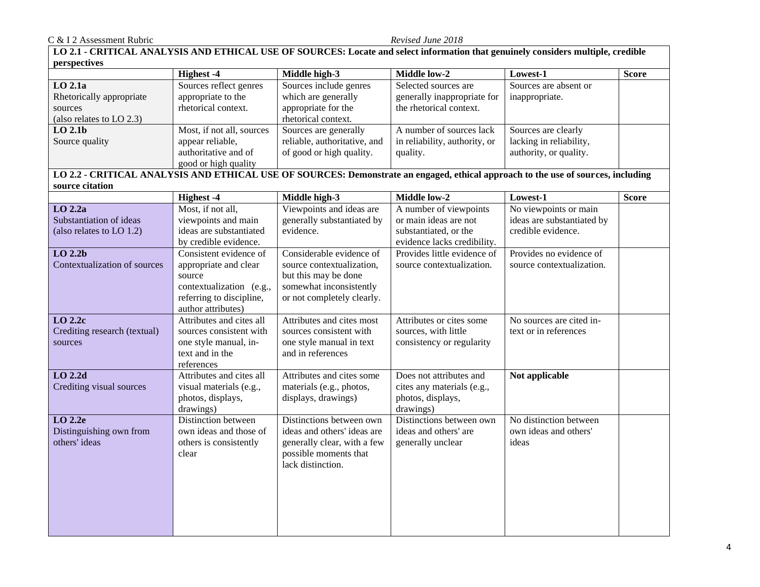| LO 2.1 - CRITICAL ANALYSIS AND ETHICAL USE OF SOURCES: Locate and select information that genuinely considers multiple, credible perspectives | | | | | |
|---|---|---|---|---|---|
| | **Highest -4** | **Middle high-3** | **Middle low-2** | **Lowest-1** | **Score** |
| **LO 2.1a** Rhetorically appropriate sources (also relates to LO 2.3) | Sources reflect genres appropriate to the rhetorical context. | Sources include genres which are generally appropriate for the rhetorical context. | Selected sources are generally inappropriate for the rhetorical context. | Sources are absent or inappropriate. | |
| **LO 2.1b** Source quality | Most, if not all, sources appear reliable, authoritative and of good or high quality | Sources are generally reliable, authoritative, and of good or high quality. | A number of sources lack in reliability, authority, or quality. | Sources are clearly lacking in reliability, authority, or quality. | |

| LO 2.2 - CRITICAL ANALYSIS AND ETHICAL USE OF SOURCES: Demonstrate an engaged, ethical approach to the use of sources, including source citation | | | | | |
|---|---|---|---|---|---|
| | **Highest -4** | **Middle high-3** | **Middle low-2** | **Lowest-1** | **Score** |
| **LO 2.2a** Substantiation of ideas (also relates to LO 1.2) | Most, if not all, viewpoints and main ideas are substantiated by credible evidence. | Viewpoints and ideas are generally substantiated by evidence. | A number of viewpoints or main ideas are not substantiated, or the evidence lacks credibility. | No viewpoints or main ideas are substantiated by credible evidence. | |
| **LO 2.2b** Contextualization of sources | Consistent evidence of appropriate and clear source contextualization (e.g., referring to discipline, author attributes) | Considerable evidence of source contextualization, but this may be done somewhat inconsistently or not completely clearly. | Provides little evidence of source contextualization. | Provides no evidence of source contextualization. | |
| **LO 2.2c** Crediting research (textual) sources | Attributes and cites all sources consistent with one style manual, in-text and in the references | Attributes and cites most sources consistent with one style manual in text and in references | Attributes or cites some sources, with little consistency or regularity | No sources are cited in-text or in references | |
| **LO 2.2d** Crediting visual sources | Attributes and cites all visual materials (e.g., photos, displays, drawings) | Attributes and cites some materials (e.g., photos, displays, drawings) | Does not attributes and cites any materials (e.g., photos, displays, drawings) | **Not applicable** | |
| **LO 2.2e** Distinguishing own from others' ideas | Distinction between own ideas and those of others is consistently clear | Distinctions between own ideas and others' ideas are generally clear, with a few possible moments that lack distinction. | Distinctions between own ideas and others' are generally unclear | No distinction between own ideas and others' ideas | |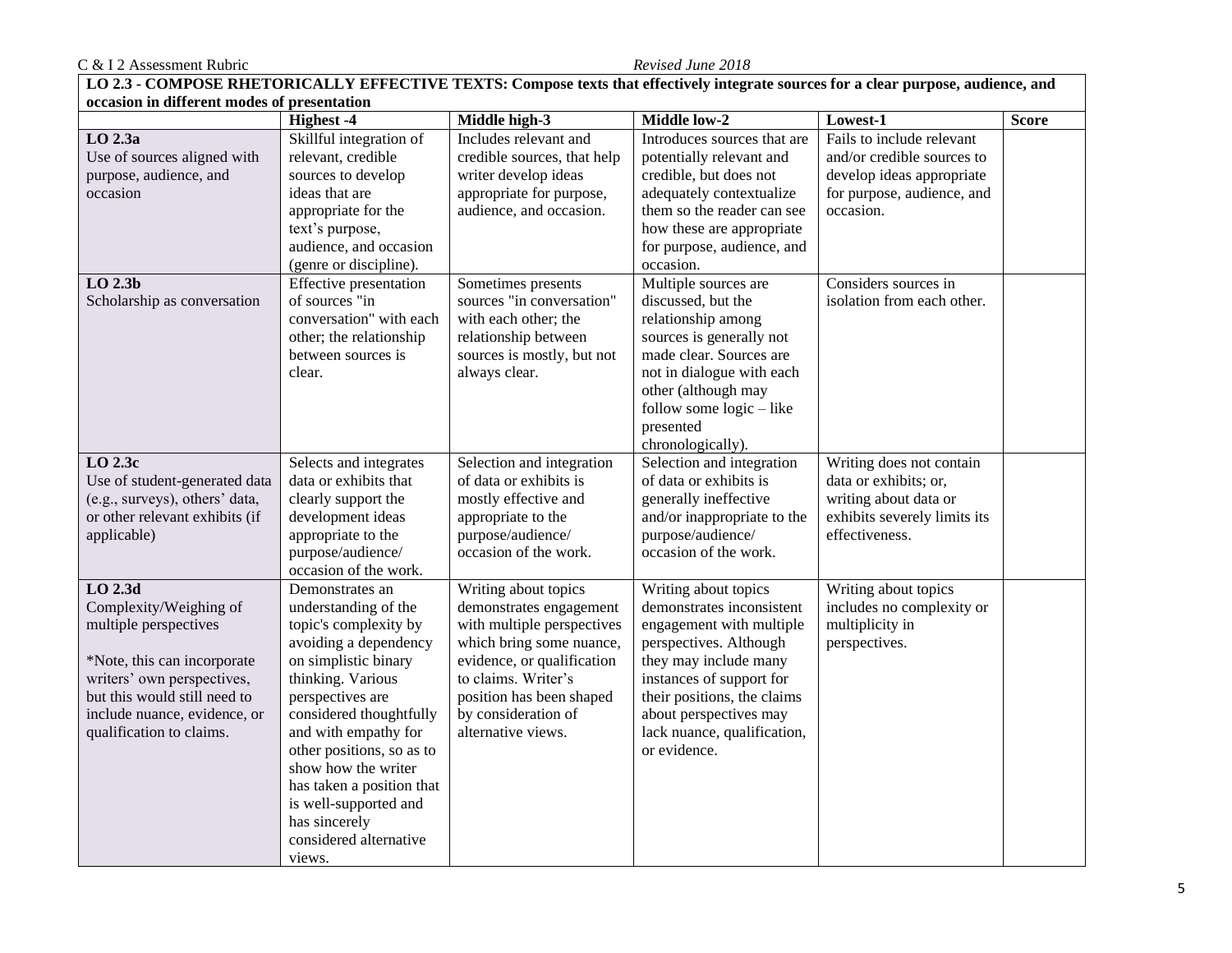| LO 2.3 - COMPOSE RHETORICALLY EFFECTIVE TEXTS: Compose texts that effectively integrate sources for a clear purpose, audience, and occasion in different modes of presentation | | | | | |
|---|---|---|---|---|---|
| | **Highest -4** | **Middle high-3** | **Middle low-2** | **Lowest-1** | **Score** |
| **LO 2.3a** Use of sources aligned with purpose, audience, and occasion | Skillful integration of relevant, credible sources to develop ideas that are appropriate for the text's purpose, audience, and occasion (genre or discipline). | Includes relevant and credible sources, that help writer develop ideas appropriate for purpose, audience, and occasion. | Introduces sources that are potentially relevant and credible, but does not adequately contextualize them so the reader can see how these are appropriate for purpose, audience, and occasion. | Fails to include relevant and/or credible sources to develop ideas appropriate for purpose, audience, and occasion. | |
| **LO 2.3b** Scholarship as conversation | Effective presentation of sources "in conversation" with each other; the relationship between sources is clear. | Sometimes presents sources "in conversation" with each other; the relationship between sources is mostly, but not always clear. | Multiple sources are discussed, but the relationship among sources is generally not made clear. Sources are not in dialogue with each other (although may follow some logic – like presented chronologically). | Considers sources in isolation from each other. | |
| **LO 2.3c** Use of student-generated data (e.g., surveys), others' data, or other relevant exhibits (if applicable) | Selects and integrates data or exhibits that clearly support the development ideas appropriate to the purpose/audience/ occasion of the work. | Selection and integration of data or exhibits is mostly effective and appropriate to the purpose/audience/ occasion of the work. | Selection and integration of data or exhibits is generally ineffective and/or inappropriate to the purpose/audience/ occasion of the work. | Writing does not contain data or exhibits; or, writing about data or exhibits severely limits its effectiveness. | |
| **LO 2.3d** Complexity/Weighing of multiple perspectives<br><br>*Note, this can incorporate writers' own perspectives, but this would still need to include nuance, evidence, or qualification to claims. | Demonstrates an understanding of the topic's complexity by avoiding a dependency on simplistic binary thinking. Various perspectives are considered thoughtfully and with empathy for other positions, so as to show how the writer has taken a position that is well-supported and has sincerely considered alternative views. | Writing about topics demonstrates engagement with multiple perspectives which bring some nuance, evidence, or qualification to claims. Writer's position has been shaped by consideration of alternative views. | Writing about topics demonstrates inconsistent engagement with multiple perspectives. Although they may include many instances of support for their positions, the claims about perspectives may lack nuance, qualification, or evidence. | Writing about topics includes no complexity or multiplicity in perspectives. | |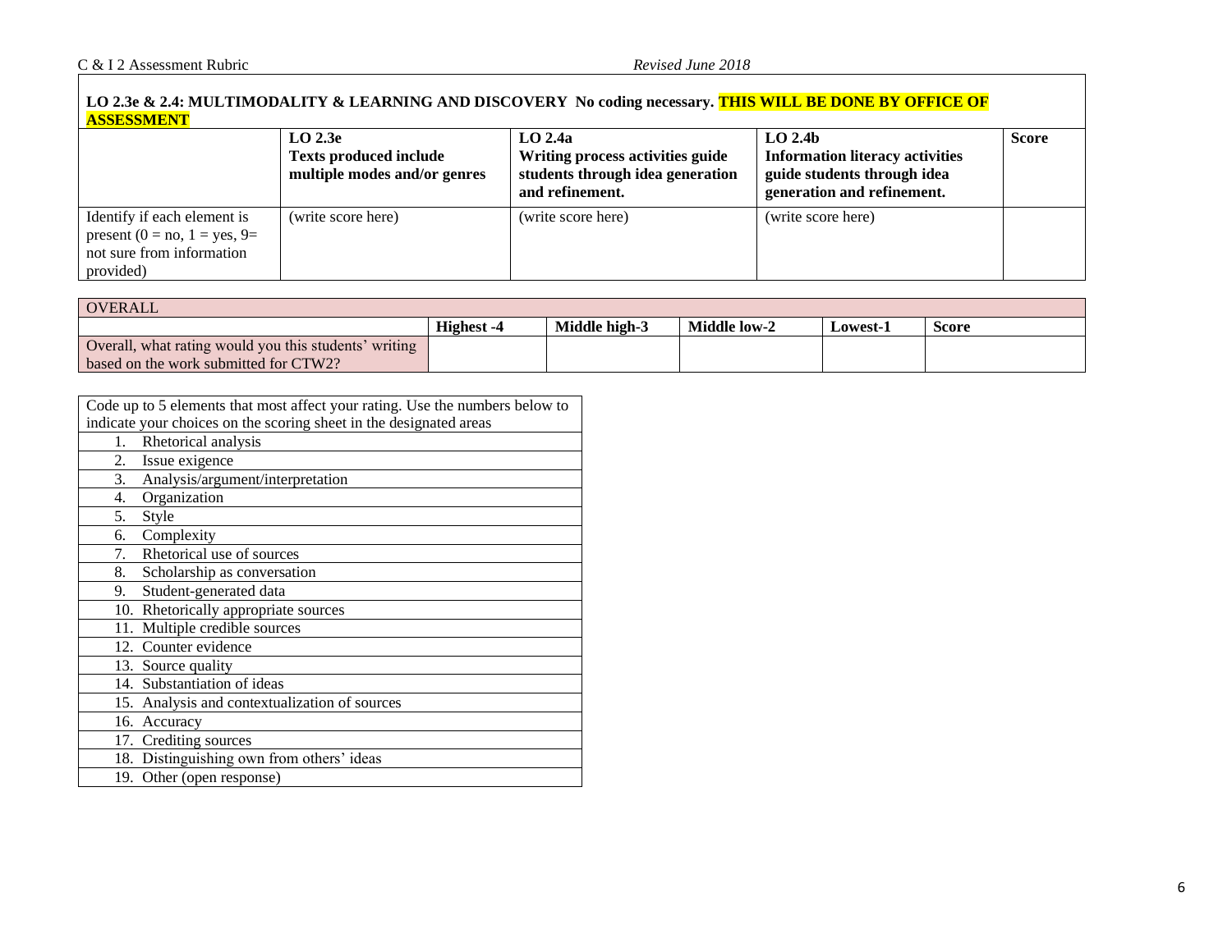| **LO 2.3e & 2.4: MULTIMODALITY & LEARNING AND DISCOVERY** No coding necessary. **THIS WILL BE DONE BY OFFICE OF ASSESSMENT** | | | | |
|---|---|---|---|---|
| | **LO 2.3e** **Texts produced include multiple modes and/or genres** | **LO 2.4a** **Writing process activities guide students through idea generation and refinement.** | **LO 2.4b** **Information literacy activities guide students through idea generation and refinement.** | **Score** |
| Identify if each element is present (0 = no, 1 = yes, 9= not sure from information provided) | (write score here) | (write score here) | (write score here) | |

| OVERALL | | | | | |
|---|---|---|---|---|---|
| | **Highest -4** | **Middle high-3** | **Middle low-2** | **Lowest-1** | **Score** |
| Overall, what rating would you this students' writing based on the work submitted for CTW2? | | | | | |

| Code up to 5 elements that most affect your rating. Use the numbers below to indicate your choices on the scoring sheet in the designated areas |
|---|
| 1. Rhetorical analysis |
| 2. Issue exigence |
| 3. Analysis/argument/interpretation |
| 4. Organization |
| 5. Style |
| 6. Complexity |
| 7. Rhetorical use of sources |
| 8. Scholarship as conversation |
| 9. Student-generated data |
| 10. Rhetorically appropriate sources |
| 11. Multiple credible sources |
| 12. Counter evidence |
| 13. Source quality |
| 14. Substantiation of ideas |
| 15. Analysis and contextualization of sources |
| 16. Accuracy |
| 17. Crediting sources |
| 18. Distinguishing own from others' ideas |
| 19. Other (open response) |